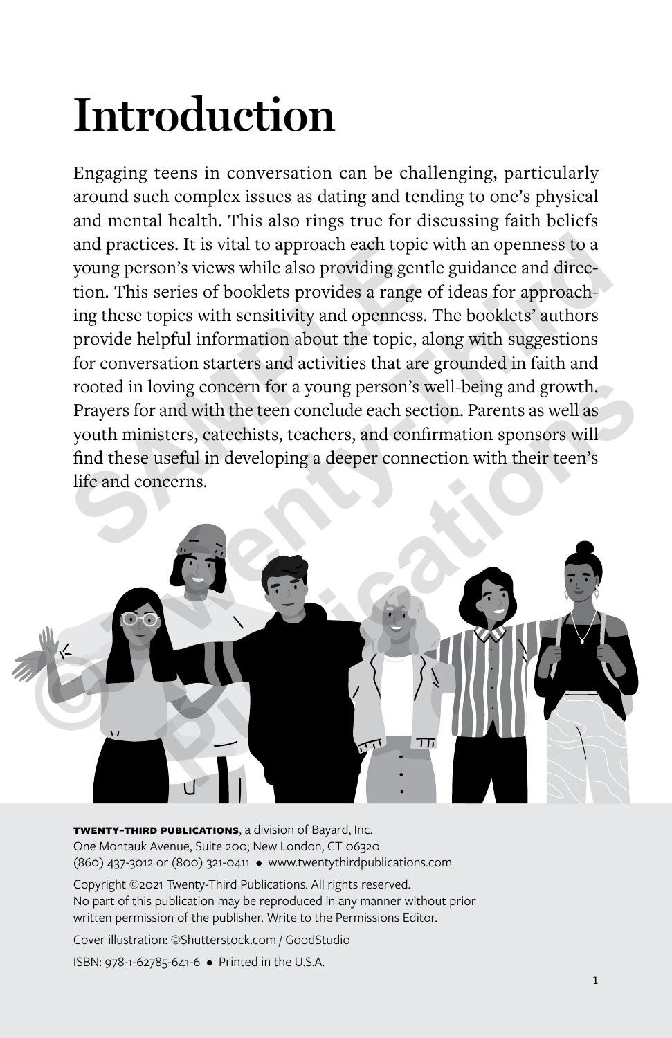# Introduction

Engaging teens in conversation can be challenging, particularly around such complex issues as dating and tending to one's physical and mental health. This also rings true for discussing faith beliefs and practices. It is vital to approach each topic with an openness to a young person's views while also providing gentle guidance and direction. This series of booklets provides a range of ideas for approaching these topics with sensitivity and openness. The booklets' authors provide helpful information about the topic, along with suggestions for conversation starters and activities that are grounded in faith and rooted in loving concern for a young person's well-being and growth. Prayers for and with the teen conclude each section. Parents as well as youth ministers, catechists, teachers, and confirmation sponsors will find these useful in developing a deeper connection with their teen's life and concerns.

**TWENTY-THIRD PUBLICATIONS**, a division of Bayard, Inc.
One Montauk Avenue, Suite 200; New London, CT 06320
(860) 437-3012 or (800) 321-0411 • www.twentythirdpublications.com

Copyright ©2021 Twenty-Third Publications. All rights reserved.
No part of this publication may be reproduced in any manner without prior written permission of the publisher. Write to the Permissions Editor.

Cover illustration: ©Shutterstock.com / GoodStudio

ISBN: 978-1-62785-641-6 • Printed in the U.S.A.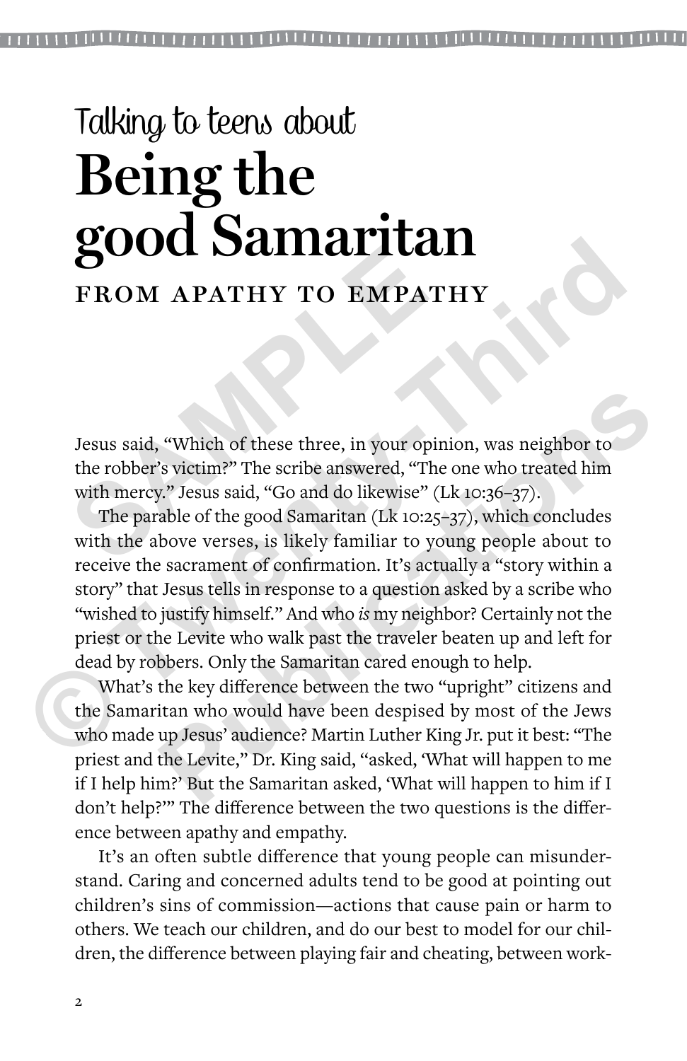Talking to teens about

# Being the good Samaritan

## FROM APATHY TO EMPATHY

Jesus said, "Which of these three, in your opinion, was neighbor to the robber's victim?" The scribe answered, "The one who treated him with mercy." Jesus said, "Go and do likewise" (Lk 10:36–37).

The parable of the good Samaritan (Lk 10:25–37), which concludes with the above verses, is likely familiar to young people about to receive the sacrament of confirmation. It's actually a "story within a story" that Jesus tells in response to a question asked by a scribe who "wished to justify himself." And who *is* my neighbor? Certainly not the priest or the Levite who walk past the traveler beaten up and left for dead by robbers. Only the Samaritan cared enough to help.

What's the key difference between the two "upright" citizens and the Samaritan who would have been despised by most of the Jews who made up Jesus' audience? Martin Luther King Jr. put it best: "The priest and the Levite," Dr. King said, "asked, 'What will happen to me if I help him?' But the Samaritan asked, 'What will happen to him if I don't help?'" The difference between the two questions is the difference between apathy and empathy.

It's an often subtle difference that young people can misunderstand. Caring and concerned adults tend to be good at pointing out children's sins of commission—actions that cause pain or harm to others. We teach our children, and do our best to model for our children, the difference between playing fair and cheating, between work-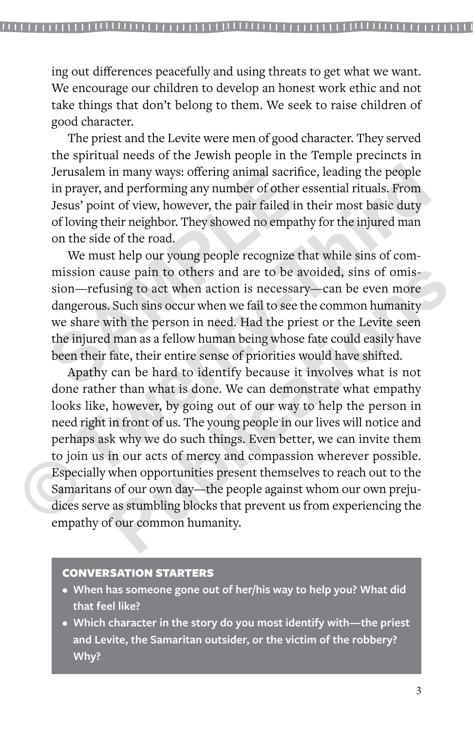ing out differences peacefully and using threats to get what we want. We encourage our children to develop an honest work ethic and not take things that don't belong to them. We seek to raise children of good character.

The priest and the Levite were men of good character. They served the spiritual needs of the Jewish people in the Temple precincts in Jerusalem in many ways: offering animal sacrifice, leading the people in prayer, and performing any number of other essential rituals. From Jesus' point of view, however, the pair failed in their most basic duty of loving their neighbor. They showed no empathy for the injured man on the side of the road.

We must help our young people recognize that while sins of commission cause pain to others and are to be avoided, sins of omission—refusing to act when action is necessary—can be even more dangerous. Such sins occur when we fail to see the common humanity we share with the person in need. Had the priest or the Levite seen the injured man as a fellow human being whose fate could easily have been their fate, their entire sense of priorities would have shifted.

Apathy can be hard to identify because it involves what is not done rather than what is done. We can demonstrate what empathy looks like, however, by going out of our way to help the person in need right in front of us. The young people in our lives will notice and perhaps ask why we do such things. Even better, we can invite them to join us in our acts of mercy and compassion wherever possible. Especially when opportunities present themselves to reach out to the Samaritans of our own day—the people against whom our own prejudices serve as stumbling blocks that prevent us from experiencing the empathy of our common humanity.

**CONVERSATION STARTERS**

- **When has someone gone out of her/his way to help you? What did that feel like?**
- **Which character in the story do you most identify with—the priest and Levite, the Samaritan outsider, or the victim of the robbery? Why?**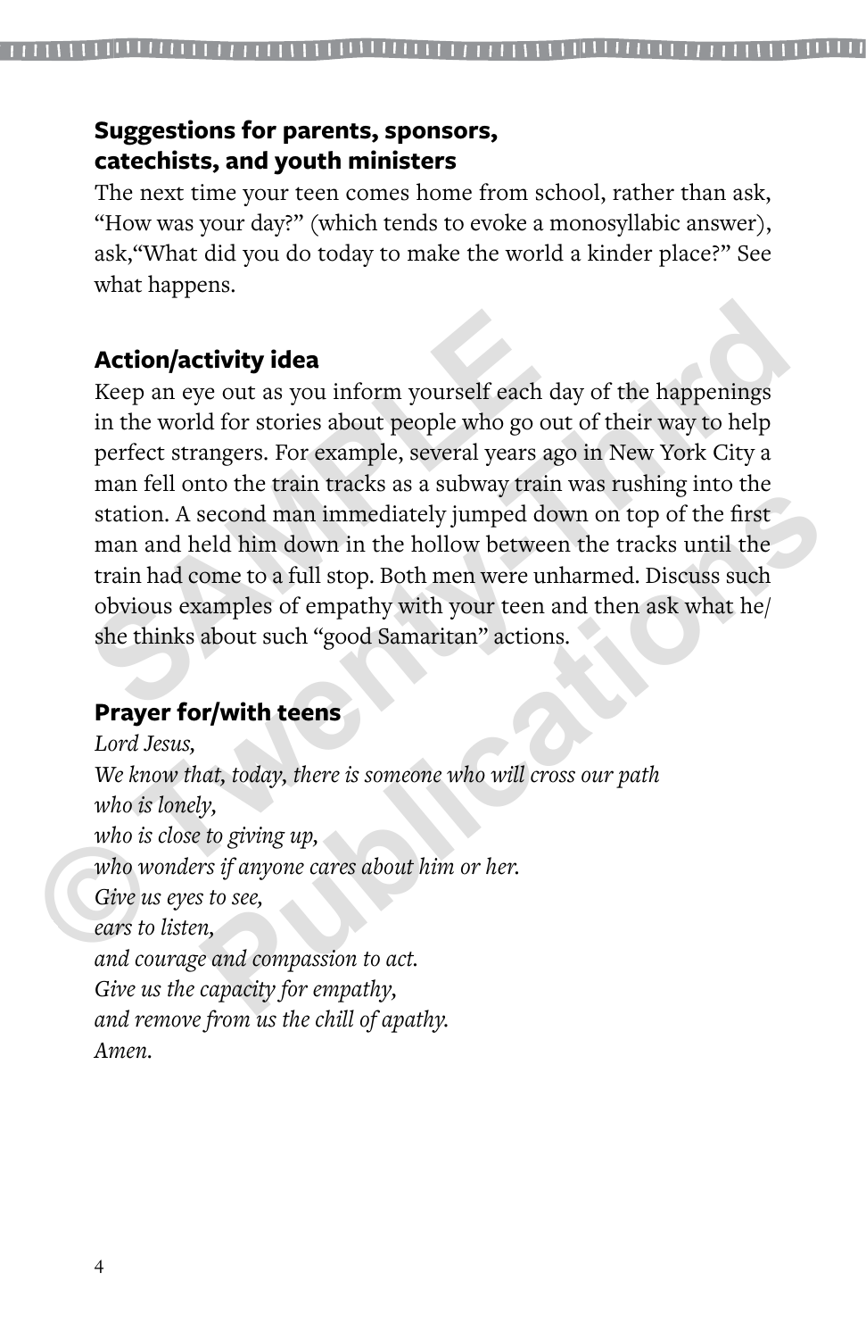### Suggestions for parents, sponsors, catechists, and youth ministers

The next time your teen comes home from school, rather than ask, "How was your day?" (which tends to evoke a monosyllabic answer), ask,"What did you do today to make the world a kinder place?" See what happens.

### Action/activity idea

Keep an eye out as you inform yourself each day of the happenings in the world for stories about people who go out of their way to help perfect strangers. For example, several years ago in New York City a man fell onto the train tracks as a subway train was rushing into the station. A second man immediately jumped down on top of the first man and held him down in the hollow between the tracks until the train had come to a full stop. Both men were unharmed. Discuss such obvious examples of empathy with your teen and then ask what he/she thinks about such "good Samaritan" actions.

### Prayer for/with teens

*Lord Jesus,*
*We know that, today, there is someone who will cross our path*
*who is lonely,*
*who is close to giving up,*
*who wonders if anyone cares about him or her.*
*Give us eyes to see,*
*ears to listen,*
*and courage and compassion to act.*
*Give us the capacity for empathy,*
*and remove from us the chill of apathy.*
*Amen.*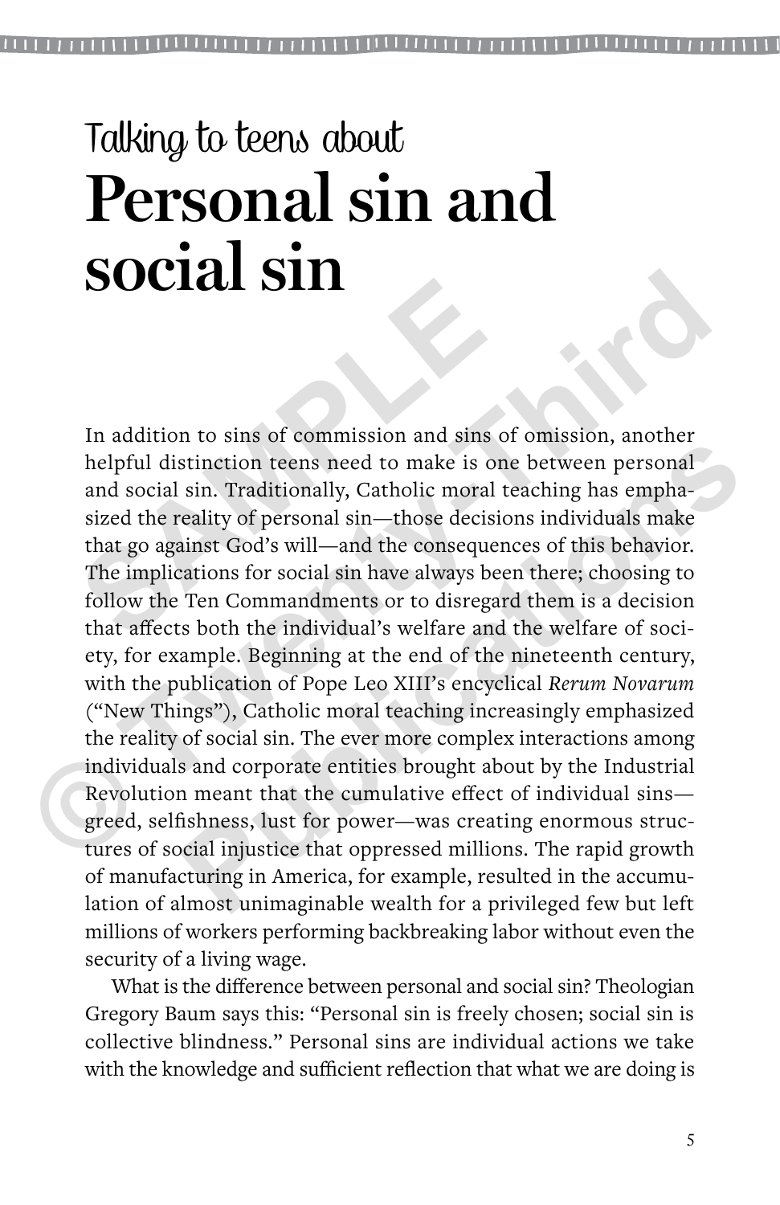Talking to teens about

# Personal sin and social sin

In addition to sins of commission and sins of omission, another helpful distinction teens need to make is one between personal and social sin. Traditionally, Catholic moral teaching has emphasized the reality of personal sin—those decisions individuals make that go against God's will—and the consequences of this behavior. The implications for social sin have always been there; choosing to follow the Ten Commandments or to disregard them is a decision that affects both the individual's welfare and the welfare of society, for example. Beginning at the end of the nineteenth century, with the publication of Pope Leo XIII's encyclical *Rerum Novarum* ("New Things"), Catholic moral teaching increasingly emphasized the reality of social sin. The ever more complex interactions among individuals and corporate entities brought about by the Industrial Revolution meant that the cumulative effect of individual sins—greed, selfishness, lust for power—was creating enormous structures of social injustice that oppressed millions. The rapid growth of manufacturing in America, for example, resulted in the accumulation of almost unimaginable wealth for a privileged few but left millions of workers performing backbreaking labor without even the security of a living wage.

What is the difference between personal and social sin? Theologian Gregory Baum says this: "Personal sin is freely chosen; social sin is collective blindness." Personal sins are individual actions we take with the knowledge and sufficient reflection that what we are doing is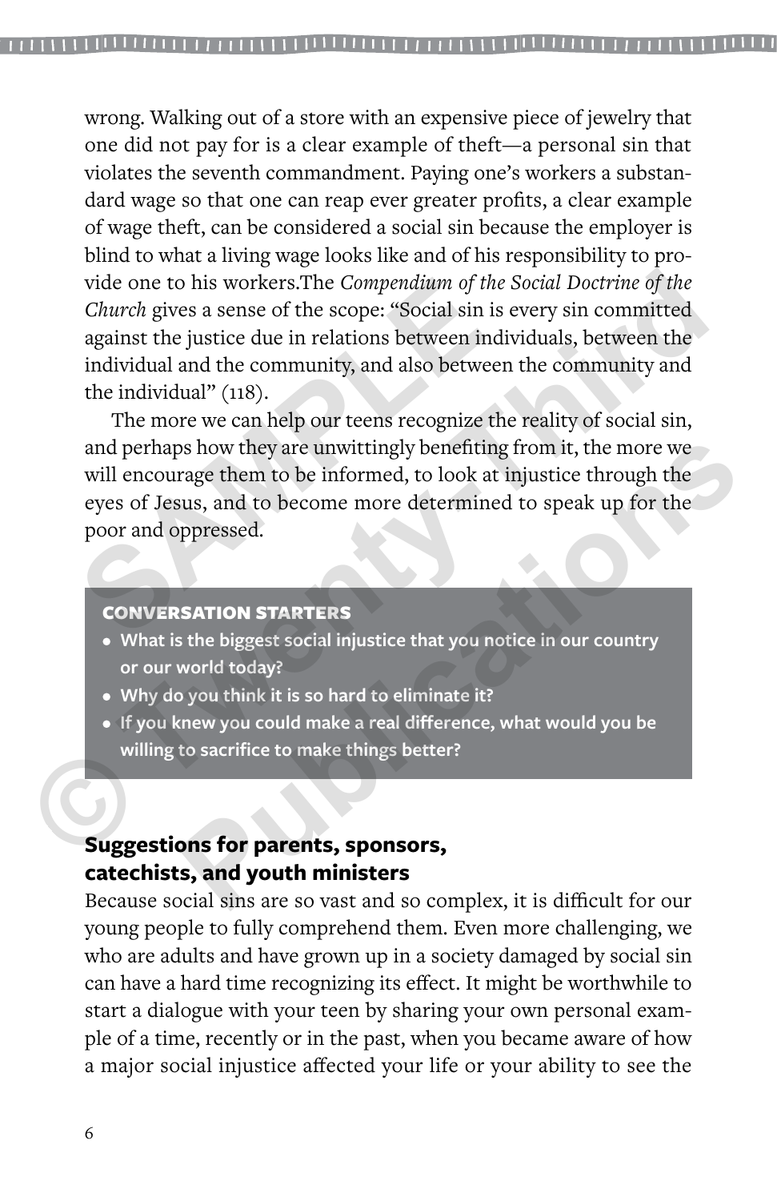wrong. Walking out of a store with an expensive piece of jewelry that one did not pay for is a clear example of theft—a personal sin that violates the seventh commandment. Paying one's workers a substandard wage so that one can reap ever greater profits, a clear example of wage theft, can be considered a social sin because the employer is blind to what a living wage looks like and of his responsibility to provide one to his workers.The *Compendium of the Social Doctrine of the Church* gives a sense of the scope: "Social sin is every sin committed against the justice due in relations between individuals, between the individual and the community, and also between the community and the individual" (118).

The more we can help our teens recognize the reality of social sin, and perhaps how they are unwittingly benefiting from it, the more we will encourage them to be informed, to look at injustice through the eyes of Jesus, and to become more determined to speak up for the poor and oppressed.

**CONVERSATION STARTERS**

- **What is the biggest social injustice that you notice in our country or our world today?**
- **Why do you think it is so hard to eliminate it?**
- **If you knew you could make a real difference, what would you be willing to sacrifice to make things better?**

## Suggestions for parents, sponsors, catechists, and youth ministers

Because social sins are so vast and so complex, it is difficult for our young people to fully comprehend them. Even more challenging, we who are adults and have grown up in a society damaged by social sin can have a hard time recognizing its effect. It might be worthwhile to start a dialogue with your teen by sharing your own personal example of a time, recently or in the past, when you became aware of how a major social injustice affected your life or your ability to see the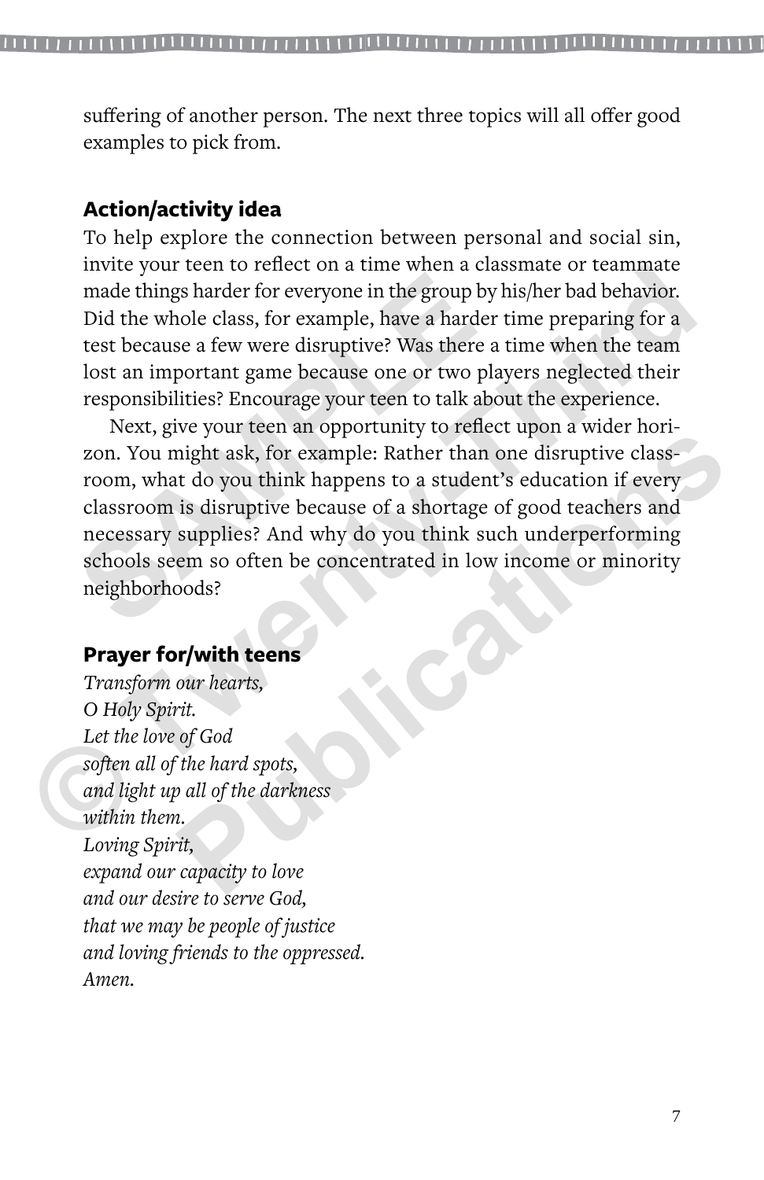suffering of another person. The next three topics will all offer good examples to pick from.

### Action/activity idea

To help explore the connection between personal and social sin, invite your teen to reflect on a time when a classmate or teammate made things harder for everyone in the group by his/her bad behavior. Did the whole class, for example, have a harder time preparing for a test because a few were disruptive? Was there a time when the team lost an important game because one or two players neglected their responsibilities? Encourage your teen to talk about the experience.

Next, give your teen an opportunity to reflect upon a wider horizon. You might ask, for example: Rather than one disruptive classroom, what do you think happens to a student's education if every classroom is disruptive because of a shortage of good teachers and necessary supplies? And why do you think such underperforming schools seem so often be concentrated in low income or minority neighborhoods?

### Prayer for/with teens

*Transform our hearts,*
*O Holy Spirit.*
*Let the love of God*
*soften all of the hard spots,*
*and light up all of the darkness*
*within them.*
*Loving Spirit,*
*expand our capacity to love*
*and our desire to serve God,*
*that we may be people of justice*
*and loving friends to the oppressed.*
*Amen.*